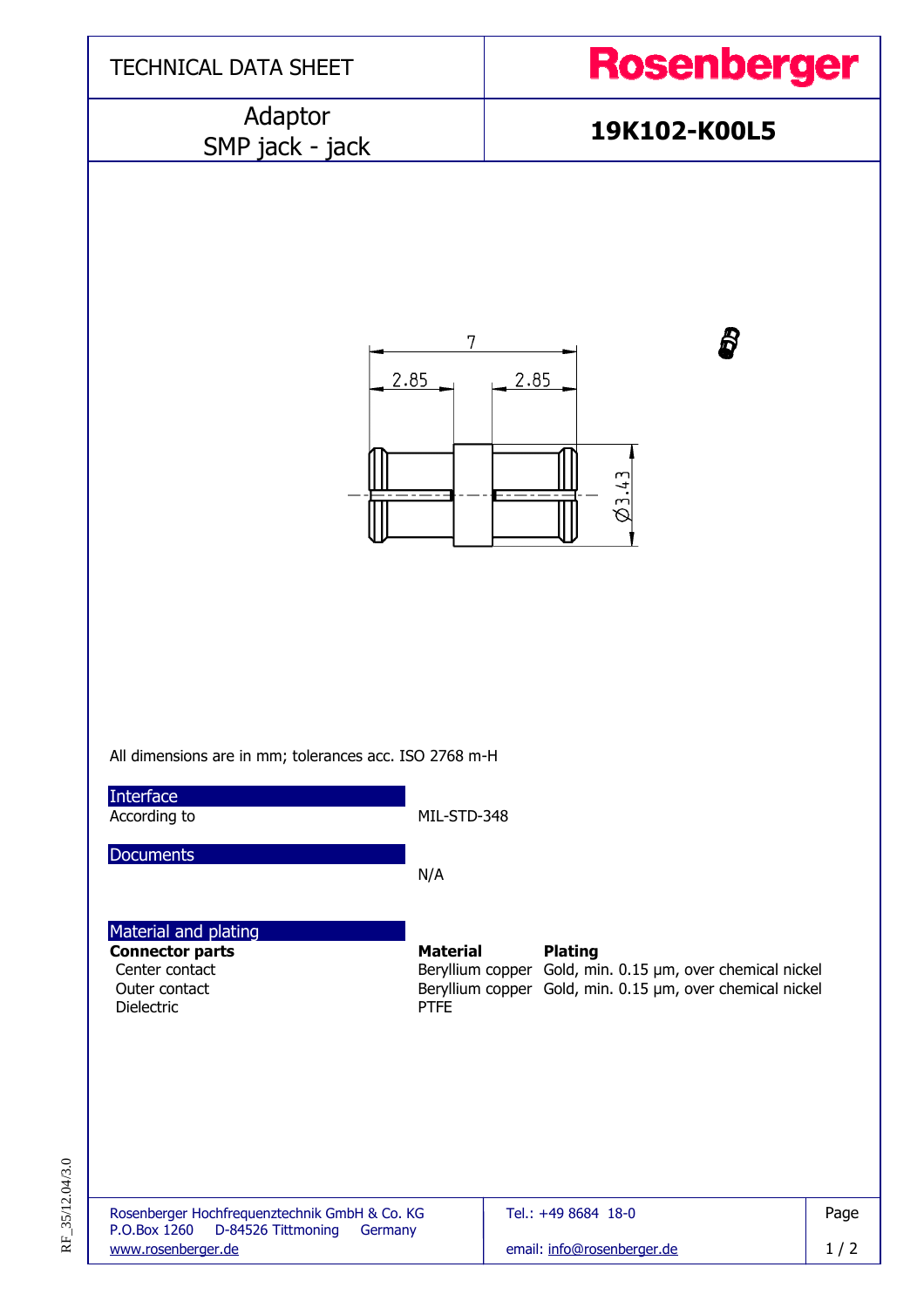# TECHNICAL DATA SHEET

**Rosenberger**

## Adaptor SMP jack - jack

## 19K102-K00L5

All dimensions are in mm; tolerances acc. ISO 2768 m-H

### Interface

| | |
|---|---|
| According to | MIL-STD-348 |

### Documents

N/A

### Material and plating

| **Connector parts** | **Material** | **Plating** |
|---|---|---|
| Center contact | Beryllium copper | Gold, min. 0.15 µm, over chemical nickel |
| Outer contact | Beryllium copper | Gold, min. 0.15 µm, over chemical nickel |
| Dielectric | PTFE | |

Rosenberger Hochfrequenztechnik GmbH & Co. KG
P.O.Box 1260 D-84526 Tittmoning Germany
www.rosenberger.de

Tel.: +49 8684 18-0
email: info@rosenberger.de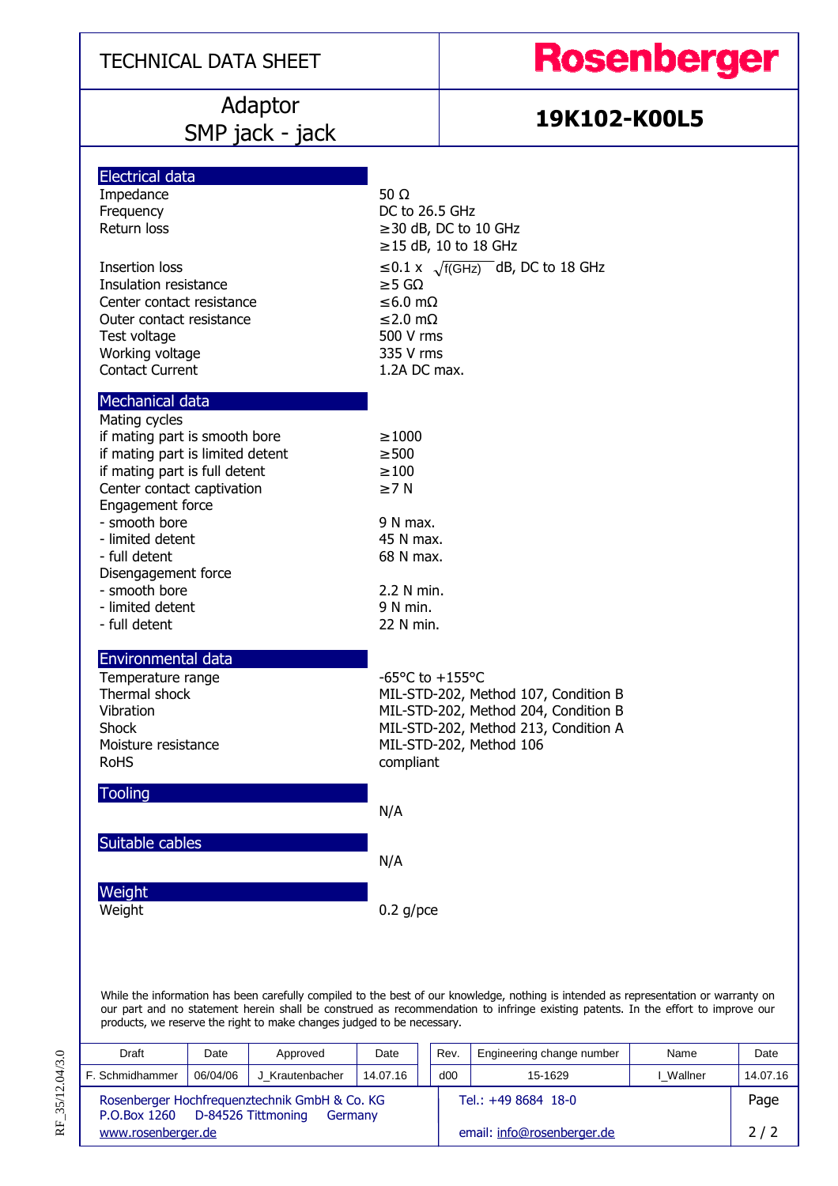# TECHNICAL DATA SHEET

**Rosenberger**

## Adaptor SMP jack - jack

**19K102-K00L5**

## Electrical data

| | |
|---|---|
| Impedance | 50 Ω |
| Frequency | DC to 26.5 GHz |
| Return loss | ≥30 dB, DC to 10 GHz |
| | ≥15 dB, 10 to 18 GHz |
| Insertion loss | ≤0.1 x $\sqrt{f(GHz)}$ dB, DC to 18 GHz |
| Insulation resistance | ≥5 GΩ |
| Center contact resistance | ≤6.0 mΩ |
| Outer contact resistance | ≤2.0 mΩ |
| Test voltage | 500 V rms |
| Working voltage | 335 V rms |
| Contact Current | 1.2A DC max. |

## Mechanical data

| | |
|---|---|
| Mating cycles | |
| if mating part is smooth bore | ≥1000 |
| if mating part is limited detent | ≥500 |
| if mating part is full detent | ≥100 |
| Center contact captivation | ≥7 N |
| Engagement force | |
| - smooth bore | 9 N max. |
| - limited detent | 45 N max. |
| - full detent | 68 N max. |
| Disengagement force | |
| - smooth bore | 2.2 N min. |
| - limited detent | 9 N min. |
| - full detent | 22 N min. |

## Environmental data

| | |
|---|---|
| Temperature range | -65°C to +155°C |
| Thermal shock | MIL-STD-202, Method 107, Condition B |
| Vibration | MIL-STD-202, Method 204, Condition B |
| Shock | MIL-STD-202, Method 213, Condition A |
| Moisture resistance | MIL-STD-202, Method 106 |
| RoHS | compliant |

## Tooling

N/A

## Suitable cables

N/A

## Weight

| | |
|---|---|
| Weight | 0.2 g/pce |

While the information has been carefully compiled to the best of our knowledge, nothing is intended as representation or warranty on our part and no statement herein shall be construed as recommendation to infringe existing patents. In the effort to improve our products, we reserve the right to make changes judged to be necessary.

| Draft | Date | Approved | Date | Rev. | Engineering change number | Name | Date |
|---|---|---|---|---|---|---|---|
| F. Schmidhammer | 06/04/06 | J_Krautenbacher | 14.07.16 | d00 | 15-1629 | I_Wallner | 14.07.16 |

Rosenberger Hochfrequenztechnik GmbH & Co. KG
P.O.Box 1260 D-84526 Tittmoning Germany
www.rosenberger.de

Tel.: +49 8684 18-0
email: info@rosenberger.de

RF_35/12.04/3.0